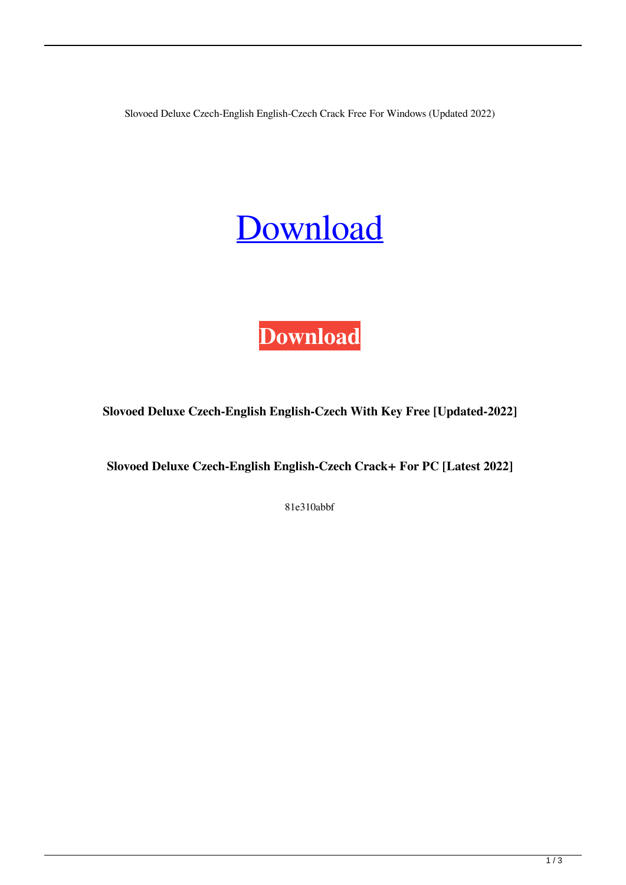Slovoed Deluxe Czech-English English-Czech Crack Free For Windows (Updated 2022)

Download

**Download**

**Slovoed Deluxe Czech-English English-Czech With Key Free [Updated-2022]**

**Slovoed Deluxe Czech-English English-Czech Crack+ For PC [Latest 2022]**

81e310abbf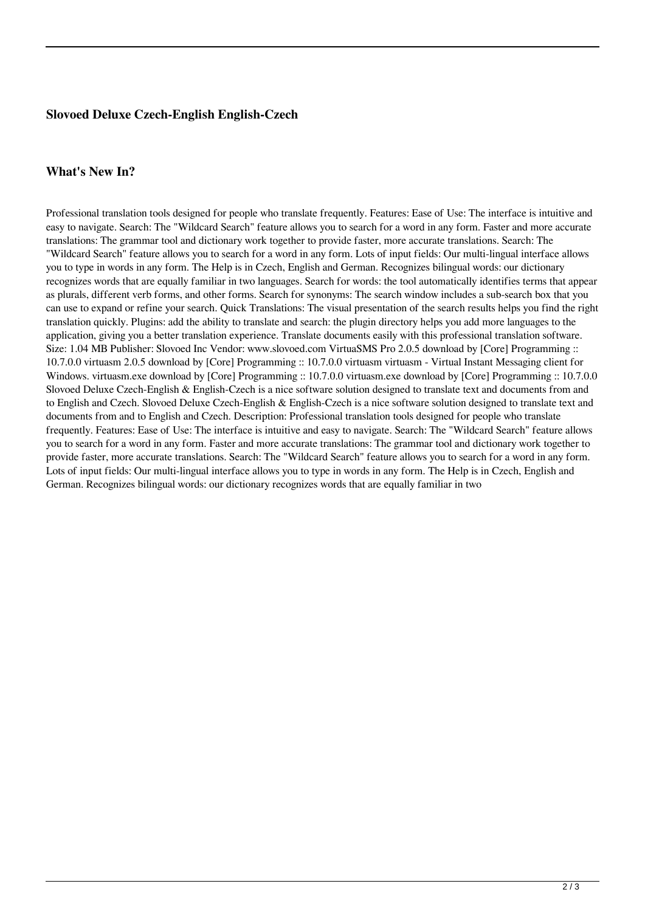### **Slovoed Deluxe Czech-English English-Czech**

### **What's New In?**

Professional translation tools designed for people who translate frequently. Features: Ease of Use: The interface is intuitive and easy to navigate. Search: The "Wildcard Search" feature allows you to search for a word in any form. Faster and more accurate translations: The grammar tool and dictionary work together to provide faster, more accurate translations. Search: The "Wildcard Search" feature allows you to search for a word in any form. Lots of input fields: Our multi-lingual interface allows you to type in words in any form. The Help is in Czech, English and German. Recognizes bilingual words: our dictionary recognizes words that are equally familiar in two languages. Search for words: the tool automatically identifies terms that appear as plurals, different verb forms, and other forms. Search for synonyms: The search window includes a sub-search box that you can use to expand or refine your search. Quick Translations: The visual presentation of the search results helps you find the right translation quickly. Plugins: add the ability to translate and search: the plugin directory helps you add more languages to the application, giving you a better translation experience. Translate documents easily with this professional translation software. Size: 1.04 MB Publisher: Slovoed Inc Vendor: www.slovoed.com VirtuaSMS Pro 2.0.5 download by [Core] Programming :: 10.7.0.0 virtuasm 2.0.5 download by [Core] Programming :: 10.7.0.0 virtuasm virtuasm - Virtual Instant Messaging client for Windows. virtuasm.exe download by [Core] Programming :: 10.7.0.0 virtuasm.exe download by [Core] Programming :: 10.7.0.0 Slovoed Deluxe Czech-English & English-Czech is a nice software solution designed to translate text and documents from and to English and Czech. Slovoed Deluxe Czech-English & English-Czech is a nice software solution designed to translate text and documents from and to English and Czech. Description: Professional translation tools designed for people who translate frequently. Features: Ease of Use: The interface is intuitive and easy to navigate. Search: The "Wildcard Search" feature allows you to search for a word in any form. Faster and more accurate translations: The grammar tool and dictionary work together to provide faster, more accurate translations. Search: The "Wildcard Search" feature allows you to search for a word in any form. Lots of input fields: Our multi-lingual interface allows you to type in words in any form. The Help is in Czech, English and German. Recognizes bilingual words: our dictionary recognizes words that are equally familiar in two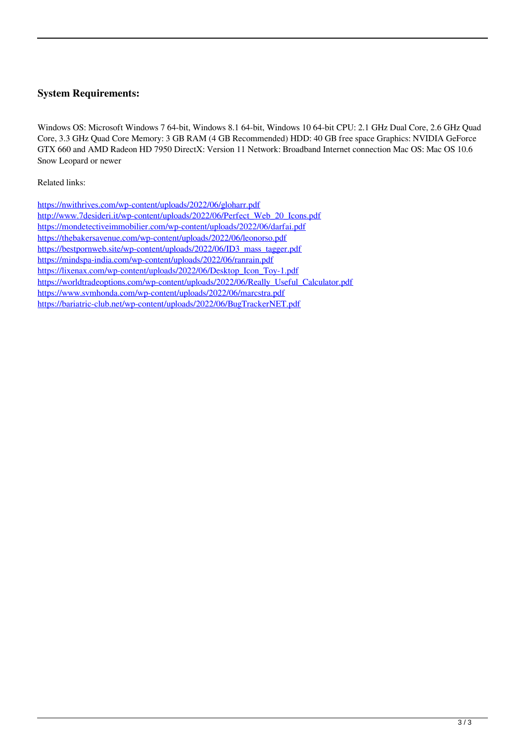### System Requirements:

Windows OS: Microsoft Windows 7 64-bit, Windows 8.1 64-bit, Windows 10 64-bit CPU: 2.1 GHz Dual Core, 2.6 GHz Quad Core, 3.3 GHz Quad Core Memory: 3 GB RAM (4 GB Recommended) HDD: 40 GB free space Graphics: NVIDIA GeForce GTX 660 and AMD Radeon HD 7950 DirectX: Version 11 Network: Broadband Internet connection Mac OS: Mac OS 10.6 Snow Leopard or newer

Related links:

https://nwithrives.com/wp-content/uploads/2022/06/gloharr.pdf
http://www.7desideri.it/wp-content/uploads/2022/06/Perfect_Web_20_Icons.pdf
https://mondetectiveimmobilier.com/wp-content/uploads/2022/06/darfai.pdf
https://thebakersavenue.com/wp-content/uploads/2022/06/leonorso.pdf
https://bestpornweb.site/wp-content/uploads/2022/06/ID3_mass_tagger.pdf
https://mindspa-india.com/wp-content/uploads/2022/06/ranrain.pdf
https://lixenax.com/wp-content/uploads/2022/06/Desktop_Icon_Toy-1.pdf
https://worldtradeoptions.com/wp-content/uploads/2022/06/Really_Useful_Calculator.pdf
https://www.svmhonda.com/wp-content/uploads/2022/06/marcstra.pdf
https://bariatric-club.net/wp-content/uploads/2022/06/BugTrackerNET.pdf